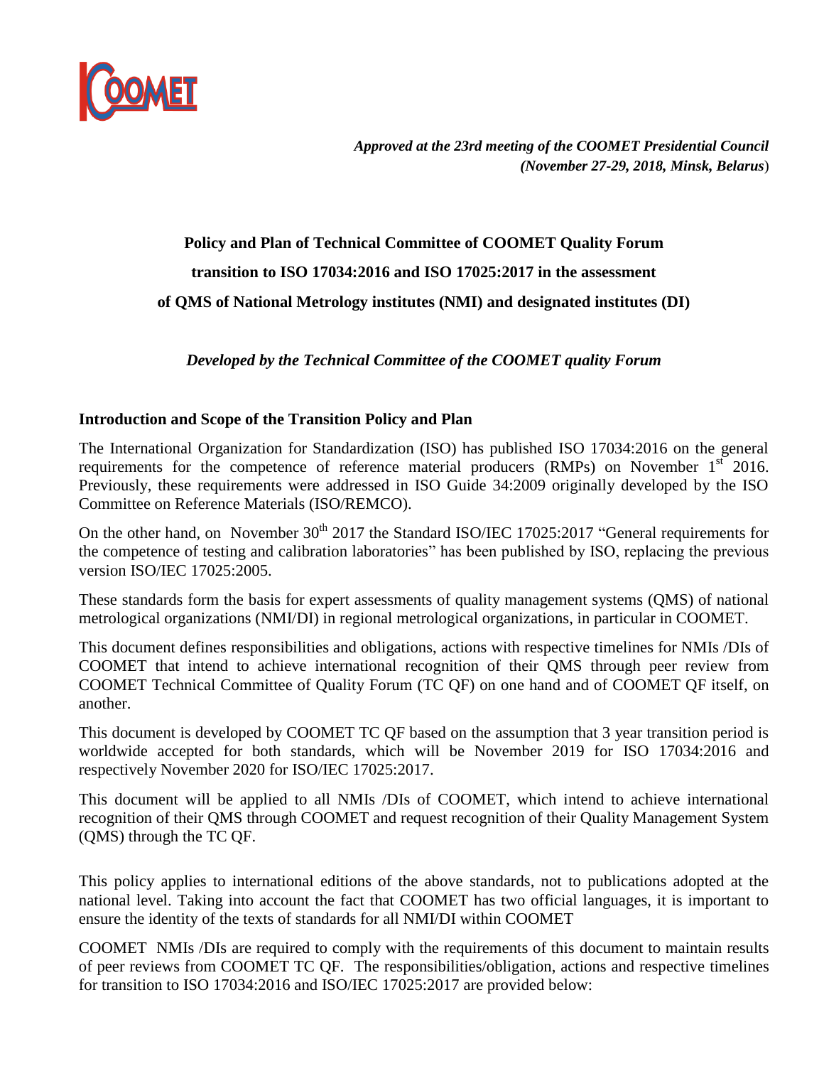*Approved at the 23rd meeting of the COOMET Presidential Council (November 27-29, 2018, Minsk, Belarus)*

# Policy and Plan of Technical Committee of COOMET Quality Forum transition to ISO 17034:2016 and ISO 17025:2017 in the assessment of QMS of National Metrology institutes (NMI) and designated institutes (DI)

*Developed by the Technical Committee of the COOMET quality Forum*

## Introduction and Scope of the Transition Policy and Plan

The International Organization for Standardization (ISO) has published ISO 17034:2016 on the general requirements for the competence of reference material producers (RMPs) on November 1st 2016. Previously, these requirements were addressed in ISO Guide 34:2009 originally developed by the ISO Committee on Reference Materials (ISO/REMCO).

On the other hand, on November 30th 2017 the Standard ISO/IEC 17025:2017 "General requirements for the competence of testing and calibration laboratories" has been published by ISO, replacing the previous version ISO/IEC 17025:2005.

These standards form the basis for expert assessments of quality management systems (QMS) of national metrological organizations (NMI/DI) in regional metrological organizations, in particular in COOMET.

This document defines responsibilities and obligations, actions with respective timelines for NMIs /DIs of COOMET that intend to achieve international recognition of their QMS through peer review from COOMET Technical Committee of Quality Forum (TC QF) on one hand and of COOMET QF itself, on another.

This document is developed by COOMET TC QF based on the assumption that 3 year transition period is worldwide accepted for both standards, which will be November 2019 for ISO 17034:2016 and respectively November 2020 for ISO/IEC 17025:2017.

This document will be applied to all NMIs /DIs of COOMET, which intend to achieve international recognition of their QMS through COOMET and request recognition of their Quality Management System (QMS) through the TC QF.

This policy applies to international editions of the above standards, not to publications adopted at the national level. Taking into account the fact that COOMET has two official languages, it is important to ensure the identity of the texts of standards for all NMI/DI within COOMET

COOMET NMIs /DIs are required to comply with the requirements of this document to maintain results of peer reviews from COOMET TC QF. The responsibilities/obligation, actions and respective timelines for transition to ISO 17034:2016 and ISO/IEC 17025:2017 are provided below: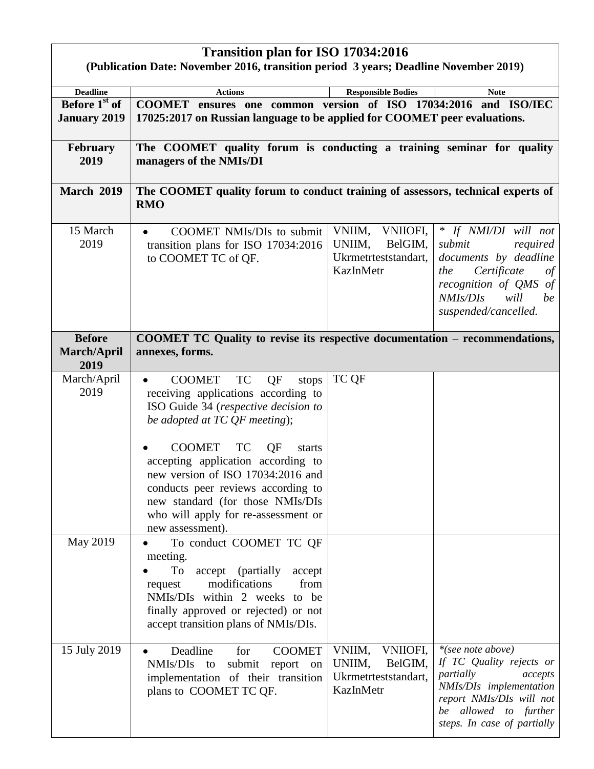| Transition plan for ISO 17034:2016 (Publication Date: November 2016, transition period 3 years; Deadline November 2019) | | | |
|---|---|---|---|
| **Deadline** | **Actions** | **Responsible Bodies** | **Note** |
| **Before 1st of January 2019** | **COOMET ensures one common version of ISO 17034:2016 and ISO/IEC 17025:2017 on Russian language to be applied for COOMET peer evaluations.** | | |
| **February 2019** | **The COOMET quality forum is conducting a training seminar for quality managers of the NMIs/DI** | | |
| **March 2019** | **The COOMET quality forum to conduct training of assessors, technical experts of RMO** | | |
| 15 March 2019 | • COOMET NMIs/DIs to submit transition plans for ISO 17034:2016 to COOMET TC of QF. | VNIIM, VNIIOFI, UNIIM, BelGIM, Ukrmetrteststandart, KazInMetr | *\* If NMI/DI will not submit required documents by deadline the Certificate of recognition of QMS of NMIs/DIs will be suspended/cancelled.* |
| **Before March/April 2019** | **COOMET TC Quality to revise its respective documentation – recommendations, annexes, forms.** | | |
| March/April 2019 | • COOMET TC QF stops receiving applications according to ISO Guide 34 (*respective decision to be adopted at TC QF meeting*);<br><br>• COOMET TC QF starts accepting application according to new version of ISO 17034:2016 and conducts peer reviews according to new standard (for those NMIs/DIs who will apply for re-assessment or new assessment). | TC QF | |
| May 2019 | • To conduct COOMET TC QF meeting.<br>• To accept (partially accept request modifications from NMIs/DIs within 2 weeks to be finally approved or rejected) or not accept transition plans of NMIs/DIs. | | |
| 15 July 2019 | • Deadline for COOMET NMIs/DIs to submit report on implementation of their transition plans to COOMET TC QF. | VNIIM, VNIIOFI, UNIIM, BelGIM, Ukrmetrteststandart, KazInMetr | *\*(see note above)<br>If TC Quality rejects or partially accepts NMIs/DIs implementation report NMIs/DIs will not be allowed to further steps. In case of partially* |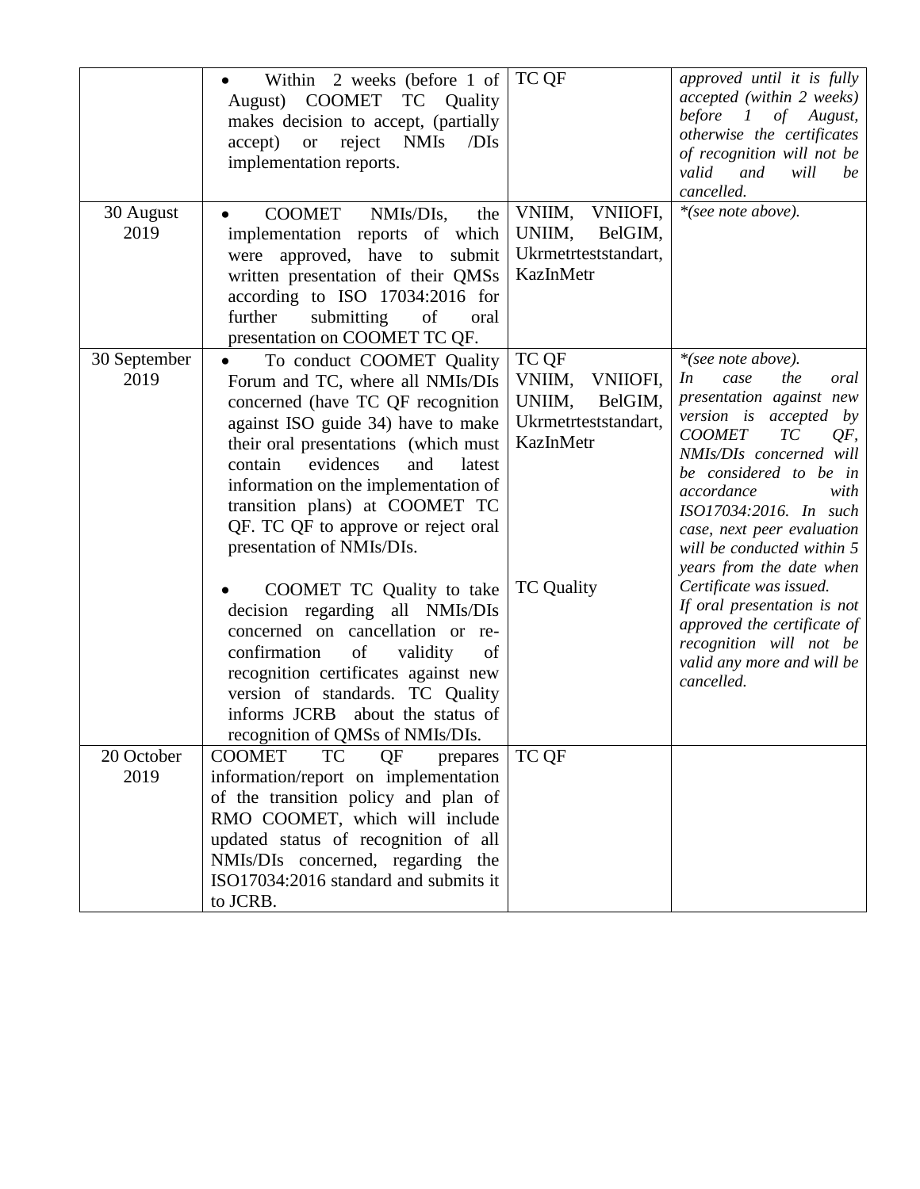| | | | |
|---|---|---|---|
| | • Within 2 weeks (before 1 of August) COOMET TC Quality makes decision to accept, (partially accept) or reject NMIs /DIs implementation reports. | TC QF | *approved until it is fully accepted (within 2 weeks) before 1 of August, otherwise the certificates of recognition will not be valid and will be cancelled.* |
| 30 August 2019 | • COOMET NMIs/DIs, the implementation reports of which were approved, have to submit written presentation of their QMSs according to ISO 17034:2016 for further submitting of oral presentation on COOMET TC QF. | VNIIM, VNIIOFI, UNIIM, BelGIM, Ukrmetrteststandart, KazInMetr | **(see note above).* |
| 30 September 2019 | • To conduct COOMET Quality Forum and TC, where all NMIs/DIs concerned (have TC QF recognition against ISO guide 34) have to make their oral presentations (which must contain evidences and latest information on the implementation of transition plans) at COOMET TC QF. TC QF to approve or reject oral presentation of NMIs/DIs.<br><br>• COOMET TC Quality to take decision regarding all NMIs/DIs concerned on cancellation or re-confirmation of validity of recognition certificates against new version of standards. TC Quality informs JCRB about the status of recognition of QMSs of NMIs/DIs. | TC QF<br>VNIIM, VNIIOFI, UNIIM, BelGIM, Ukrmetrteststandart, KazInMetr<br><br>TC Quality | **(see note above).*<br>*In case the oral presentation against new version is accepted by COOMET TC QF, NMIs/DIs concerned will be considered to be in accordance with ISO17034:2016. In such case, next peer evaluation will be conducted within 5 years from the date when Certificate was issued.*<br>*If oral presentation is not approved the certificate of recognition will not be valid any more and will be cancelled.* |
| 20 October 2019 | COOMET TC QF prepares information/report on implementation of the transition policy and plan of RMO COOMET, which will include updated status of recognition of all NMIs/DIs concerned, regarding the ISO17034:2016 standard and submits it to JCRB. | TC QF | |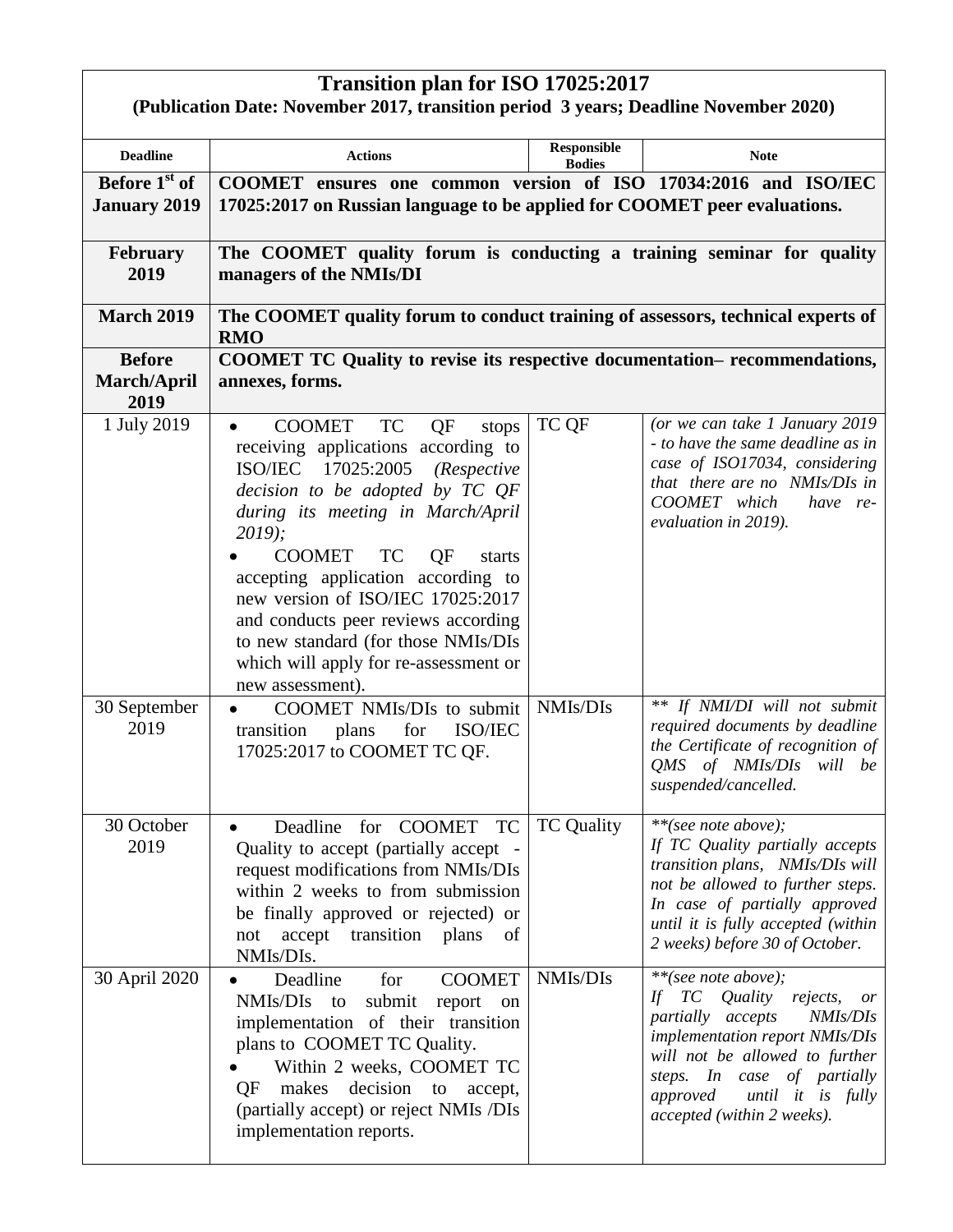# Transition plan for ISO 17025:2017

**(Publication Date: November 2017, transition period 3 years; Deadline November 2020)**

| Deadline | Actions | Responsible Bodies | Note |
|---|---|---|---|
| **Before 1st of January 2019** | **COOMET ensures one common version of ISO 17034:2016 and ISO/IEC 17025:2017 on Russian language to be applied for COOMET peer evaluations.** | | |
| **February 2019** | **The COOMET quality forum is conducting a training seminar for quality managers of the NMIs/DI** | | |
| **March 2019** | **The COOMET quality forum to conduct training of assessors, technical experts of RMO** | | |
| **Before March/April 2019** | **COOMET TC Quality to revise its respective documentation– recommendations, annexes, forms.** | | |
| 1 July 2019 | • COOMET TC QF stops receiving applications according to ISO/IEC 17025:2005 *(Respective decision to be adopted by TC QF during its meeting in March/April 2019);*<br>• COOMET TC QF starts accepting application according to new version of ISO/IEC 17025:2017 and conducts peer reviews according to new standard (for those NMIs/DIs which will apply for re-assessment or new assessment). | TC QF | *(or we can take 1 January 2019 - to have the same deadline as in case of ISO17034, considering that there are no NMIs/DIs in COOMET which have re-evaluation in 2019).* |
| 30 September 2019 | • COOMET NMIs/DIs to submit transition plans for ISO/IEC 17025:2017 to COOMET TC QF. | NMIs/DIs | *\*\* If NMI/DI will not submit required documents by deadline the Certificate of recognition of QMS of NMIs/DIs will be suspended/cancelled.* |
| 30 October 2019 | • Deadline for COOMET TC Quality to accept (partially accept - request modifications from NMIs/DIs within 2 weeks to from submission be finally approved or rejected) or not accept transition plans of NMIs/DIs. | TC Quality | *\*\*(see note above);*<br>*If TC Quality partially accepts transition plans, NMIs/DIs will not be allowed to further steps. In case of partially approved until it is fully accepted (within 2 weeks) before 30 of October.* |
| 30 April 2020 | • Deadline for COOMET NMIs/DIs to submit report on implementation of their transition plans to COOMET TC Quality.<br>• Within 2 weeks, COOMET TC QF makes decision to accept, (partially accept) or reject NMIs /DIs implementation reports. | NMIs/DIs | *\*\*(see note above);*<br>*If TC Quality rejects, or partially accepts NMIs/DIs implementation report NMIs/DIs will not be allowed to further steps. In case of partially approved until it is fully accepted (within 2 weeks).* |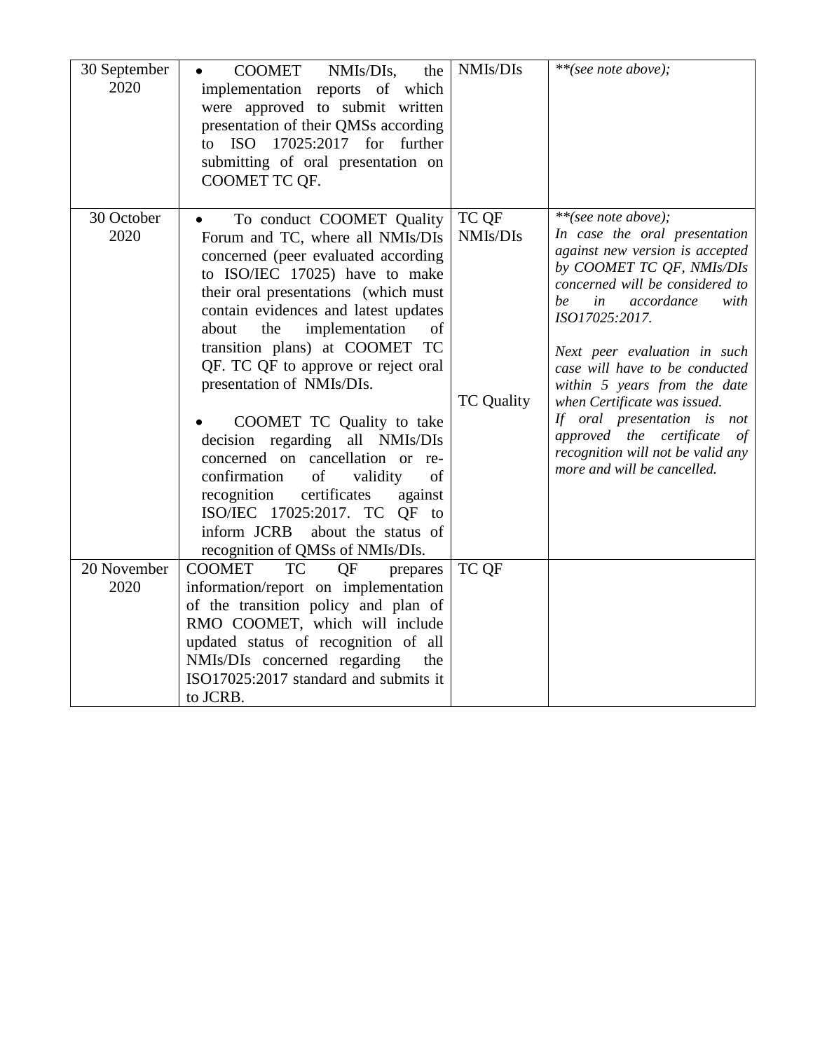| | | | |
|---|---|---|---|
| 30 September 2020 | • COOMET NMIs/DIs, the implementation reports of which were approved to submit written presentation of their QMSs according to ISO 17025:2017 for further submitting of oral presentation on COOMET TC QF. | NMIs/DIs | *\*\*(see note above);* |
| 30 October 2020 | • To conduct COOMET Quality Forum and TC, where all NMIs/DIs concerned (peer evaluated according to ISO/IEC 17025) have to make their oral presentations (which must contain evidences and latest updates about the implementation of transition plans) at COOMET TC QF. TC QF to approve or reject oral presentation of NMIs/DIs. <br><br> • COOMET TC Quality to take decision regarding all NMIs/DIs concerned on cancellation or re-confirmation of validity of recognition certificates against ISO/IEC 17025:2017. TC QF to inform JCRB about the status of recognition of QMSs of NMIs/DIs. | TC QF NMIs/DIs <br><br> TC Quality | *\*\*(see note above);* *In case the oral presentation against new version is accepted by COOMET TC QF, NMIs/DIs concerned will be considered to be in accordance with ISO17025:2017.* <br><br> *Next peer evaluation in such case will have to be conducted within 5 years from the date when Certificate was issued.* *If oral presentation is not approved the certificate of recognition will not be valid any more and will be cancelled.* |
| 20 November 2020 | COOMET TC QF prepares information/report on implementation of the transition policy and plan of RMO COOMET, which will include updated status of recognition of all NMIs/DIs concerned regarding the ISO17025:2017 standard and submits it to JCRB. | TC QF | |